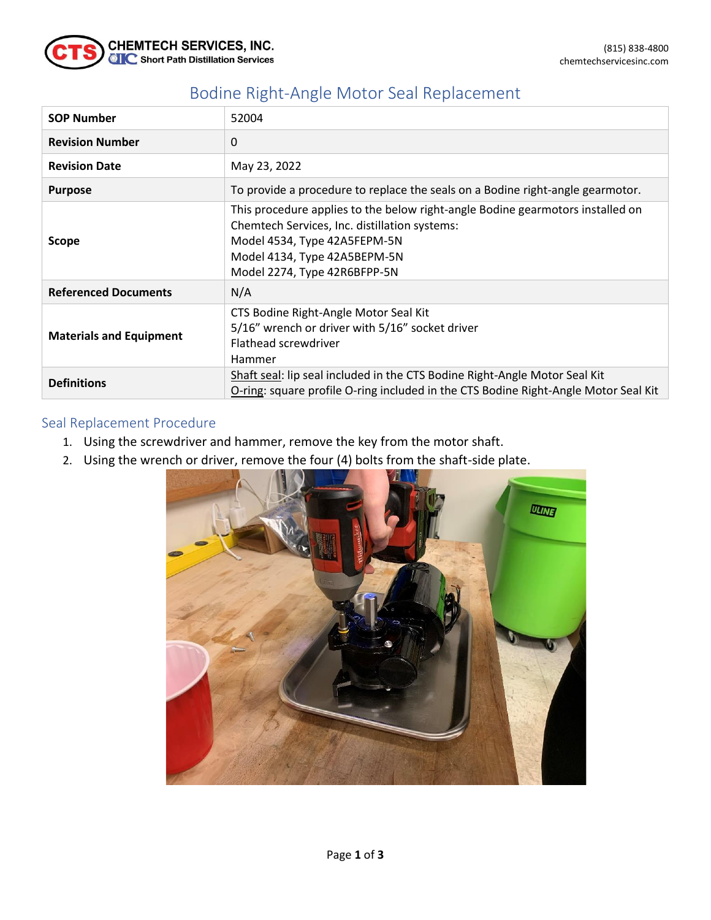# Bodine Right-Angle Motor Seal Replacement

| | |
|---|---|
| **SOP Number** | 52004 |
| **Revision Number** | 0 |
| **Revision Date** | May 23, 2022 |
| **Purpose** | To provide a procedure to replace the seals on a Bodine right-angle gearmotor. |
| **Scope** | This procedure applies to the below right-angle Bodine gearmotors installed on Chemtech Services, Inc. distillation systems:<br>Model 4534, Type 42A5FEPM-5N<br>Model 4134, Type 42A5BEPM-5N<br>Model 2274, Type 42R6BFPP-5N |
| **Referenced Documents** | N/A |
| **Materials and Equipment** | CTS Bodine Right-Angle Motor Seal Kit<br>5/16" wrench or driver with 5/16" socket driver<br>Flathead screwdriver<br>Hammer |
| **Definitions** | Shaft seal: lip seal included in the CTS Bodine Right-Angle Motor Seal Kit<br>O-ring: square profile O-ring included in the CTS Bodine Right-Angle Motor Seal Kit |

## Seal Replacement Procedure

1. Using the screwdriver and hammer, remove the key from the motor shaft.
2. Using the wrench or driver, remove the four (4) bolts from the shaft-side plate.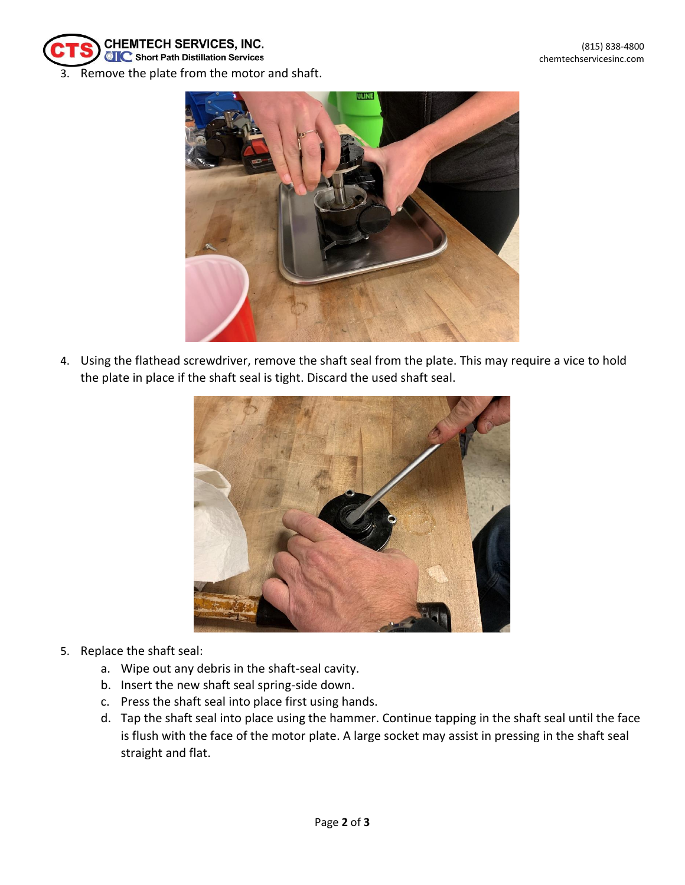3. Remove the plate from the motor and shaft.

4. Using the flathead screwdriver, remove the shaft seal from the plate. This may require a vice to hold the plate in place if the shaft seal is tight. Discard the used shaft seal.

5. Replace the shaft seal:
   a. Wipe out any debris in the shaft-seal cavity.
   b. Insert the new shaft seal spring-side down.
   c. Press the shaft seal into place first using hands.
   d. Tap the shaft seal into place using the hammer. Continue tapping in the shaft seal until the face is flush with the face of the motor plate. A large socket may assist in pressing in the shaft seal straight and flat.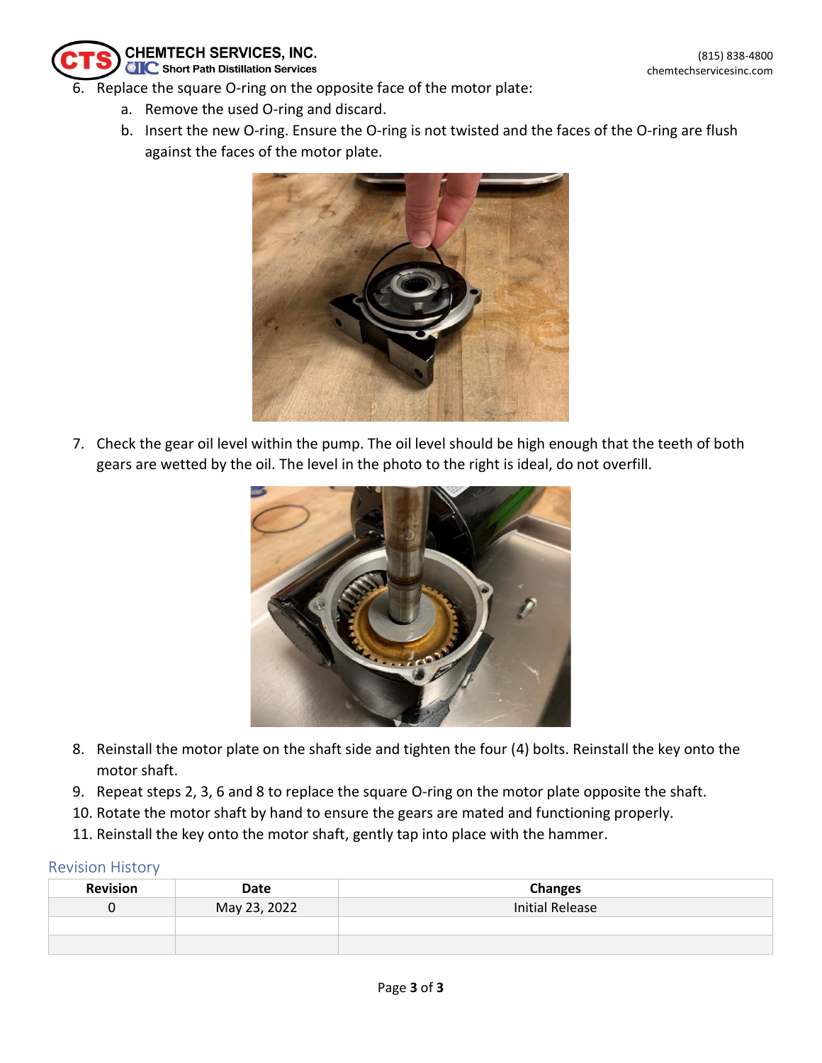6. Replace the square O-ring on the opposite face of the motor plate:
   a. Remove the used O-ring and discard.
   b. Insert the new O-ring. Ensure the O-ring is not twisted and the faces of the O-ring are flush against the faces of the motor plate.

7. Check the gear oil level within the pump. The oil level should be high enough that the teeth of both gears are wetted by the oil. The level in the photo to the right is ideal, do not overfill.

8. Reinstall the motor plate on the shaft side and tighten the four (4) bolts. Reinstall the key onto the motor shaft.
9. Repeat steps 2, 3, 6 and 8 to replace the square O-ring on the motor plate opposite the shaft.
10. Rotate the motor shaft by hand to ensure the gears are mated and functioning properly.
11. Reinstall the key onto the motor shaft, gently tap into place with the hammer.

## Revision History

| Revision | Date | Changes |
|---|---|---|
| 0 | May 23, 2022 | Initial Release |
| | | |
| | | |